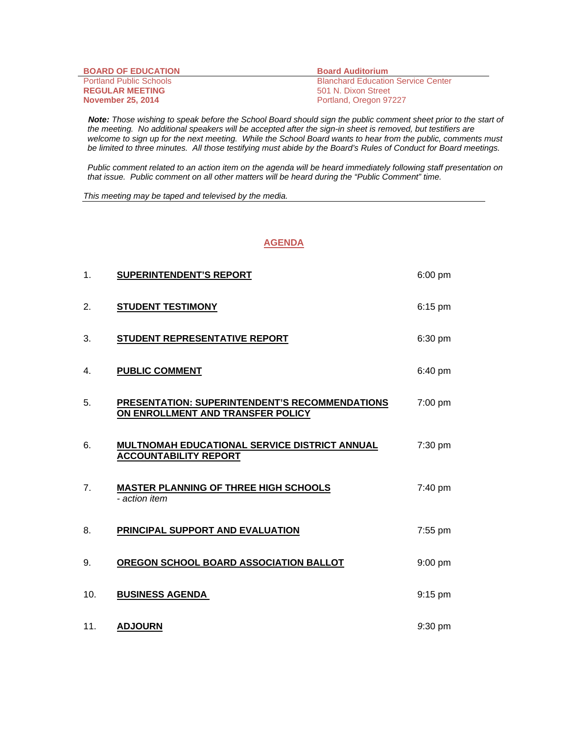**BOARD OF EDUCATION**
Portland Public Schools
**REGULAR MEETING**
**November 25, 2014**

**Board Auditorium**
Blanchard Education Service Center
501 N. Dixon Street
Portland, Oregon 97227

***Note:*** *Those wishing to speak before the School Board should sign the public comment sheet prior to the start of the meeting. No additional speakers will be accepted after the sign-in sheet is removed, but testifiers are welcome to sign up for the next meeting. While the School Board wants to hear from the public, comments must be limited to three minutes. All those testifying must abide by the Board's Rules of Conduct for Board meetings.*

*Public comment related to an action item on the agenda will be heard immediately following staff presentation on that issue. Public comment on all other matters will be heard during the "Public Comment" time.*

*This meeting may be taped and televised by the media.*

## AGENDA

| | | |
|---|---|---|
| 1. | **SUPERINTENDENT'S REPORT** | 6:00 pm |
| 2. | **STUDENT TESTIMONY** | 6:15 pm |
| 3. | **STUDENT REPRESENTATIVE REPORT** | 6:30 pm |
| 4. | **PUBLIC COMMENT** | 6:40 pm |
| 5. | **PRESENTATION: SUPERINTENDENT'S RECOMMENDATIONS ON ENROLLMENT AND TRANSFER POLICY** | 7:00 pm |
| 6. | **MULTNOMAH EDUCATIONAL SERVICE DISTRICT ANNUAL ACCOUNTABILITY REPORT** | 7:30 pm |
| 7. | **MASTER PLANNING OF THREE HIGH SCHOOLS** *- action item* | 7:40 pm |
| 8. | **PRINCIPAL SUPPORT AND EVALUATION** | 7:55 pm |
| 9. | **OREGON SCHOOL BOARD ASSOCIATION BALLOT** | 9:00 pm |
| 10. | **BUSINESS AGENDA** | 9:15 pm |
| 11. | **ADJOURN** | 9:30 pm |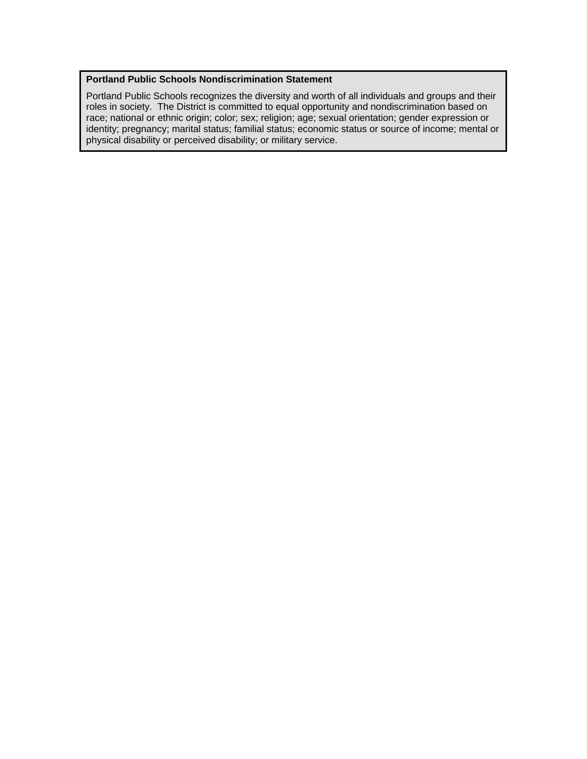**Portland Public Schools Nondiscrimination Statement**

Portland Public Schools recognizes the diversity and worth of all individuals and groups and their roles in society. The District is committed to equal opportunity and nondiscrimination based on race; national or ethnic origin; color; sex; religion; age; sexual orientation; gender expression or identity; pregnancy; marital status; familial status; economic status or source of income; mental or physical disability or perceived disability; or military service.